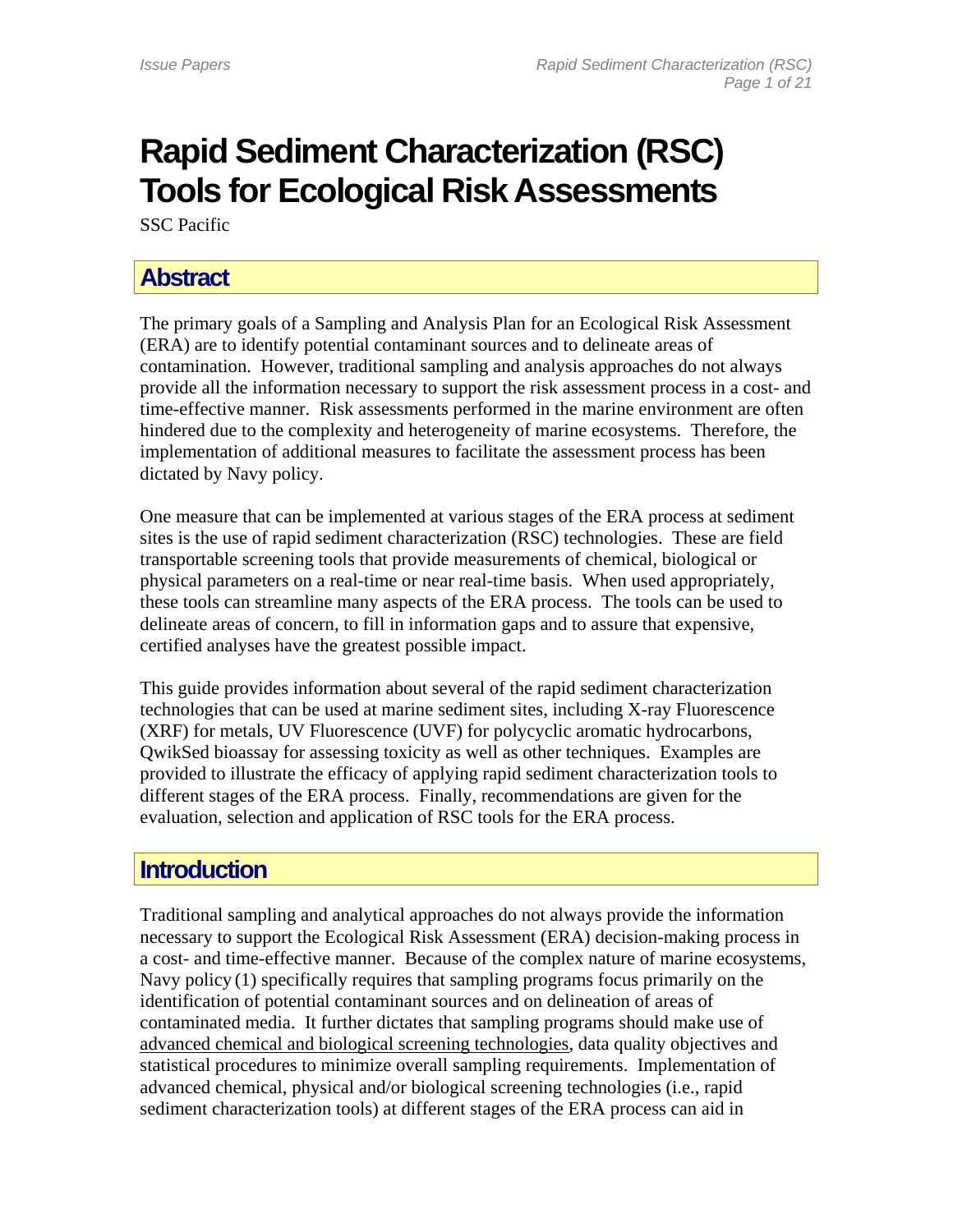# Rapid Sediment Characterization (RSC) Tools for Ecological Risk Assessments

SSC Pacific

## Abstract

The primary goals of a Sampling and Analysis Plan for an Ecological Risk Assessment (ERA) are to identify potential contaminant sources and to delineate areas of contamination. However, traditional sampling and analysis approaches do not always provide all the information necessary to support the risk assessment process in a cost- and time-effective manner. Risk assessments performed in the marine environment are often hindered due to the complexity and heterogeneity of marine ecosystems. Therefore, the implementation of additional measures to facilitate the assessment process has been dictated by Navy policy.

One measure that can be implemented at various stages of the ERA process at sediment sites is the use of rapid sediment characterization (RSC) technologies. These are field transportable screening tools that provide measurements of chemical, biological or physical parameters on a real-time or near real-time basis. When used appropriately, these tools can streamline many aspects of the ERA process. The tools can be used to delineate areas of concern, to fill in information gaps and to assure that expensive, certified analyses have the greatest possible impact.

This guide provides information about several of the rapid sediment characterization technologies that can be used at marine sediment sites, including X-ray Fluorescence (XRF) for metals, UV Fluorescence (UVF) for polycyclic aromatic hydrocarbons, QwikSed bioassay for assessing toxicity as well as other techniques. Examples are provided to illustrate the efficacy of applying rapid sediment characterization tools to different stages of the ERA process. Finally, recommendations are given for the evaluation, selection and application of RSC tools for the ERA process.

## Introduction

Traditional sampling and analytical approaches do not always provide the information necessary to support the Ecological Risk Assessment (ERA) decision-making process in a cost- and time-effective manner. Because of the complex nature of marine ecosystems, Navy policy (1) specifically requires that sampling programs focus primarily on the identification of potential contaminant sources and on delineation of areas of contaminated media. It further dictates that sampling programs should make use of advanced chemical and biological screening technologies, data quality objectives and statistical procedures to minimize overall sampling requirements. Implementation of advanced chemical, physical and/or biological screening technologies (i.e., rapid sediment characterization tools) at different stages of the ERA process can aid in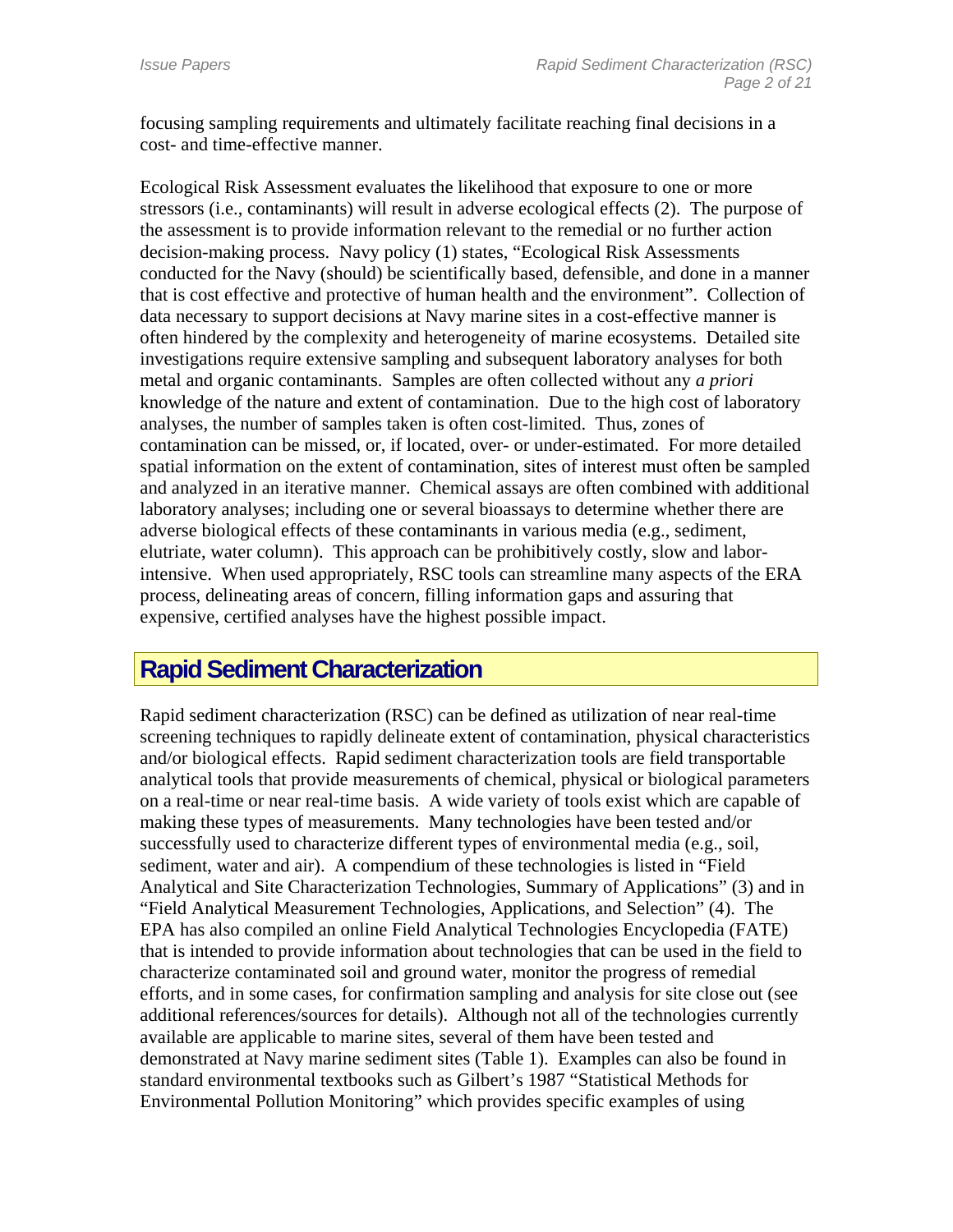focusing sampling requirements and ultimately facilitate reaching final decisions in a cost- and time-effective manner.

Ecological Risk Assessment evaluates the likelihood that exposure to one or more stressors (i.e., contaminants) will result in adverse ecological effects (2). The purpose of the assessment is to provide information relevant to the remedial or no further action decision-making process. Navy policy (1) states, "Ecological Risk Assessments conducted for the Navy (should) be scientifically based, defensible, and done in a manner that is cost effective and protective of human health and the environment". Collection of data necessary to support decisions at Navy marine sites in a cost-effective manner is often hindered by the complexity and heterogeneity of marine ecosystems. Detailed site investigations require extensive sampling and subsequent laboratory analyses for both metal and organic contaminants. Samples are often collected without any *a priori* knowledge of the nature and extent of contamination. Due to the high cost of laboratory analyses, the number of samples taken is often cost-limited. Thus, zones of contamination can be missed, or, if located, over- or under-estimated. For more detailed spatial information on the extent of contamination, sites of interest must often be sampled and analyzed in an iterative manner. Chemical assays are often combined with additional laboratory analyses; including one or several bioassays to determine whether there are adverse biological effects of these contaminants in various media (e.g., sediment, elutriate, water column). This approach can be prohibitively costly, slow and labor-intensive. When used appropriately, RSC tools can streamline many aspects of the ERA process, delineating areas of concern, filling information gaps and assuring that expensive, certified analyses have the highest possible impact.

## Rapid Sediment Characterization

Rapid sediment characterization (RSC) can be defined as utilization of near real-time screening techniques to rapidly delineate extent of contamination, physical characteristics and/or biological effects. Rapid sediment characterization tools are field transportable analytical tools that provide measurements of chemical, physical or biological parameters on a real-time or near real-time basis. A wide variety of tools exist which are capable of making these types of measurements. Many technologies have been tested and/or successfully used to characterize different types of environmental media (e.g., soil, sediment, water and air). A compendium of these technologies is listed in "Field Analytical and Site Characterization Technologies, Summary of Applications" (3) and in "Field Analytical Measurement Technologies, Applications, and Selection" (4). The EPA has also compiled an online Field Analytical Technologies Encyclopedia (FATE) that is intended to provide information about technologies that can be used in the field to characterize contaminated soil and ground water, monitor the progress of remedial efforts, and in some cases, for confirmation sampling and analysis for site close out (see additional references/sources for details). Although not all of the technologies currently available are applicable to marine sites, several of them have been tested and demonstrated at Navy marine sediment sites (Table 1). Examples can also be found in standard environmental textbooks such as Gilbert's 1987 "Statistical Methods for Environmental Pollution Monitoring" which provides specific examples of using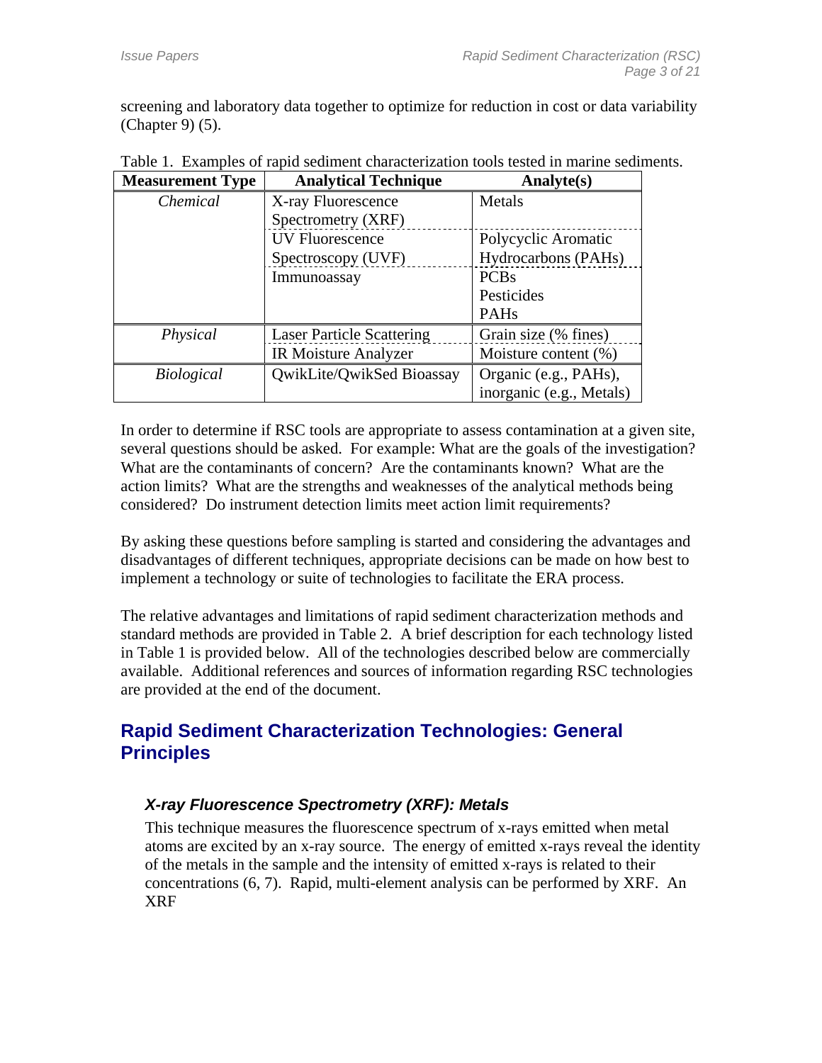screening and laboratory data together to optimize for reduction in cost or data variability (Chapter 9) (5).

Table 1. Examples of rapid sediment characterization tools tested in marine sediments.

| Measurement Type | Analytical Technique | Analyte(s) |
|---|---|---|
| *Chemical* | X-ray Fluorescence Spectrometry (XRF) | Metals |
| | UV Fluorescence Spectroscopy (UVF) | Polycyclic Aromatic Hydrocarbons (PAHs) |
| | Immunoassay | PCBs<br>Pesticides<br>PAHs |
| *Physical* | Laser Particle Scattering | Grain size (% fines) |
| | IR Moisture Analyzer | Moisture content (%) |
| *Biological* | QwikLite/QwikSed Bioassay | Organic (e.g., PAHs), inorganic (e.g., Metals) |

In order to determine if RSC tools are appropriate to assess contamination at a given site, several questions should be asked. For example: What are the goals of the investigation? What are the contaminants of concern? Are the contaminants known? What are the action limits? What are the strengths and weaknesses of the analytical methods being considered? Do instrument detection limits meet action limit requirements?

By asking these questions before sampling is started and considering the advantages and disadvantages of different techniques, appropriate decisions can be made on how best to implement a technology or suite of technologies to facilitate the ERA process.

The relative advantages and limitations of rapid sediment characterization methods and standard methods are provided in Table 2. A brief description for each technology listed in Table 1 is provided below. All of the technologies described below are commercially available. Additional references and sources of information regarding RSC technologies are provided at the end of the document.

## Rapid Sediment Characterization Technologies: General Principles

### *X-ray Fluorescence Spectrometry (XRF): Metals*

This technique measures the fluorescence spectrum of x-rays emitted when metal atoms are excited by an x-ray source. The energy of emitted x-rays reveal the identity of the metals in the sample and the intensity of emitted x-rays is related to their concentrations (6, 7). Rapid, multi-element analysis can be performed by XRF. An XRF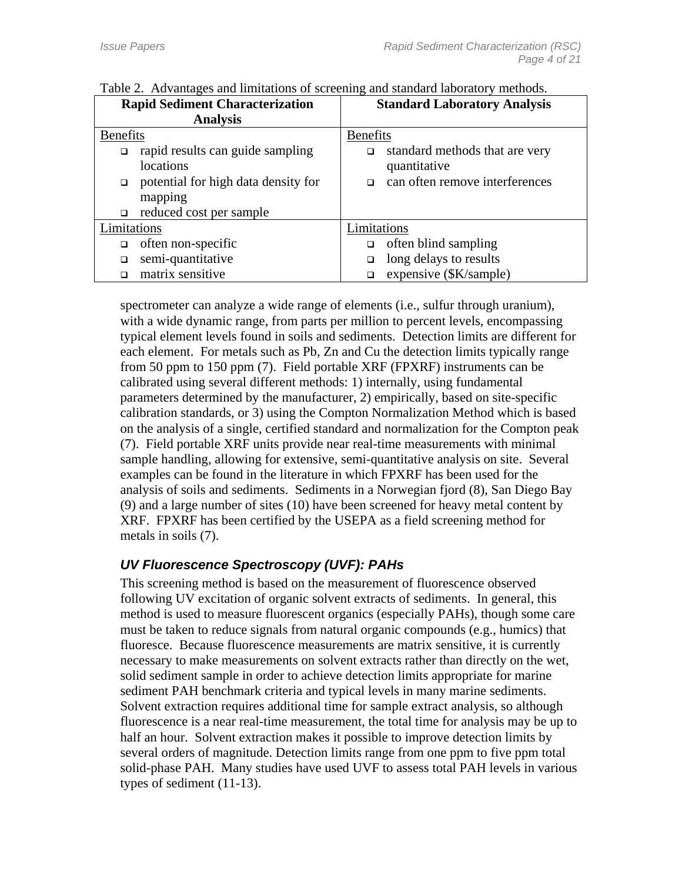Table 2. Advantages and limitations of screening and standard laboratory methods.

| Rapid Sediment Characterization Analysis | Standard Laboratory Analysis |
|---|---|
| Benefits<br>❑ rapid results can guide sampling locations<br>❑ potential for high data density for mapping<br>❑ reduced cost per sample | Benefits<br>❑ standard methods that are very quantitative<br>❑ can often remove interferences |
| Limitations<br>❑ often non-specific<br>❑ semi-quantitative<br>❑ matrix sensitive | Limitations<br>❑ often blind sampling<br>❑ long delays to results<br>❑ expensive ($K/sample) |

spectrometer can analyze a wide range of elements (i.e., sulfur through uranium), with a wide dynamic range, from parts per million to percent levels, encompassing typical element levels found in soils and sediments. Detection limits are different for each element. For metals such as Pb, Zn and Cu the detection limits typically range from 50 ppm to 150 ppm (7). Field portable XRF (FPXRF) instruments can be calibrated using several different methods: 1) internally, using fundamental parameters determined by the manufacturer, 2) empirically, based on site-specific calibration standards, or 3) using the Compton Normalization Method which is based on the analysis of a single, certified standard and normalization for the Compton peak (7). Field portable XRF units provide near real-time measurements with minimal sample handling, allowing for extensive, semi-quantitative analysis on site. Several examples can be found in the literature in which FPXRF has been used for the analysis of soils and sediments. Sediments in a Norwegian fjord (8), San Diego Bay (9) and a large number of sites (10) have been screened for heavy metal content by XRF. FPXRF has been certified by the USEPA as a field screening method for metals in soils (7).

### *UV Fluorescence Spectroscopy (UVF): PAHs*

This screening method is based on the measurement of fluorescence observed following UV excitation of organic solvent extracts of sediments. In general, this method is used to measure fluorescent organics (especially PAHs), though some care must be taken to reduce signals from natural organic compounds (e.g., humics) that fluoresce. Because fluorescence measurements are matrix sensitive, it is currently necessary to make measurements on solvent extracts rather than directly on the wet, solid sediment sample in order to achieve detection limits appropriate for marine sediment PAH benchmark criteria and typical levels in many marine sediments. Solvent extraction requires additional time for sample extract analysis, so although fluorescence is a near real-time measurement, the total time for analysis may be up to half an hour. Solvent extraction makes it possible to improve detection limits by several orders of magnitude. Detection limits range from one ppm to five ppm total solid-phase PAH. Many studies have used UVF to assess total PAH levels in various types of sediment (11-13).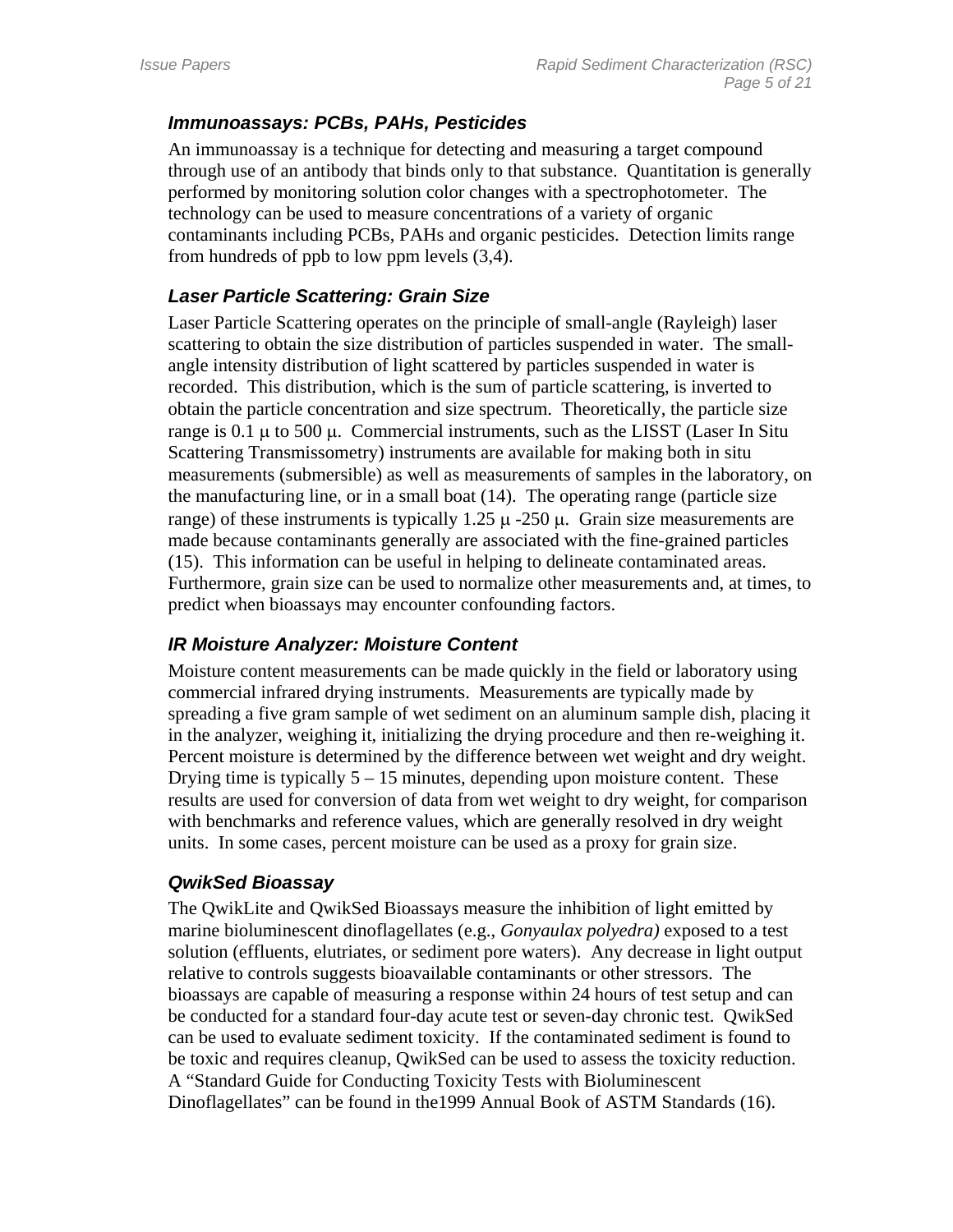### *Immunoassays: PCBs, PAHs, Pesticides*

An immunoassay is a technique for detecting and measuring a target compound through use of an antibody that binds only to that substance. Quantitation is generally performed by monitoring solution color changes with a spectrophotometer. The technology can be used to measure concentrations of a variety of organic contaminants including PCBs, PAHs and organic pesticides. Detection limits range from hundreds of ppb to low ppm levels (3,4).

### *Laser Particle Scattering: Grain Size*

Laser Particle Scattering operates on the principle of small-angle (Rayleigh) laser scattering to obtain the size distribution of particles suspended in water. The small-angle intensity distribution of light scattered by particles suspended in water is recorded. This distribution, which is the sum of particle scattering, is inverted to obtain the particle concentration and size spectrum. Theoretically, the particle size range is 0.1 μ to 500 μ. Commercial instruments, such as the LISST (Laser In Situ Scattering Transmissometry) instruments are available for making both in situ measurements (submersible) as well as measurements of samples in the laboratory, on the manufacturing line, or in a small boat (14). The operating range (particle size range) of these instruments is typically 1.25 μ -250 μ. Grain size measurements are made because contaminants generally are associated with the fine-grained particles (15). This information can be useful in helping to delineate contaminated areas. Furthermore, grain size can be used to normalize other measurements and, at times, to predict when bioassays may encounter confounding factors.

### *IR Moisture Analyzer: Moisture Content*

Moisture content measurements can be made quickly in the field or laboratory using commercial infrared drying instruments. Measurements are typically made by spreading a five gram sample of wet sediment on an aluminum sample dish, placing it in the analyzer, weighing it, initializing the drying procedure and then re-weighing it. Percent moisture is determined by the difference between wet weight and dry weight. Drying time is typically 5 – 15 minutes, depending upon moisture content. These results are used for conversion of data from wet weight to dry weight, for comparison with benchmarks and reference values, which are generally resolved in dry weight units. In some cases, percent moisture can be used as a proxy for grain size.

### *QwikSed Bioassay*

The QwikLite and QwikSed Bioassays measure the inhibition of light emitted by marine bioluminescent dinoflagellates (e.g., *Gonyaulax polyedra)* exposed to a test solution (effluents, elutriates, or sediment pore waters). Any decrease in light output relative to controls suggests bioavailable contaminants or other stressors. The bioassays are capable of measuring a response within 24 hours of test setup and can be conducted for a standard four-day acute test or seven-day chronic test. QwikSed can be used to evaluate sediment toxicity. If the contaminated sediment is found to be toxic and requires cleanup, QwikSed can be used to assess the toxicity reduction. A "Standard Guide for Conducting Toxicity Tests with Bioluminescent Dinoflagellates" can be found in the1999 Annual Book of ASTM Standards (16).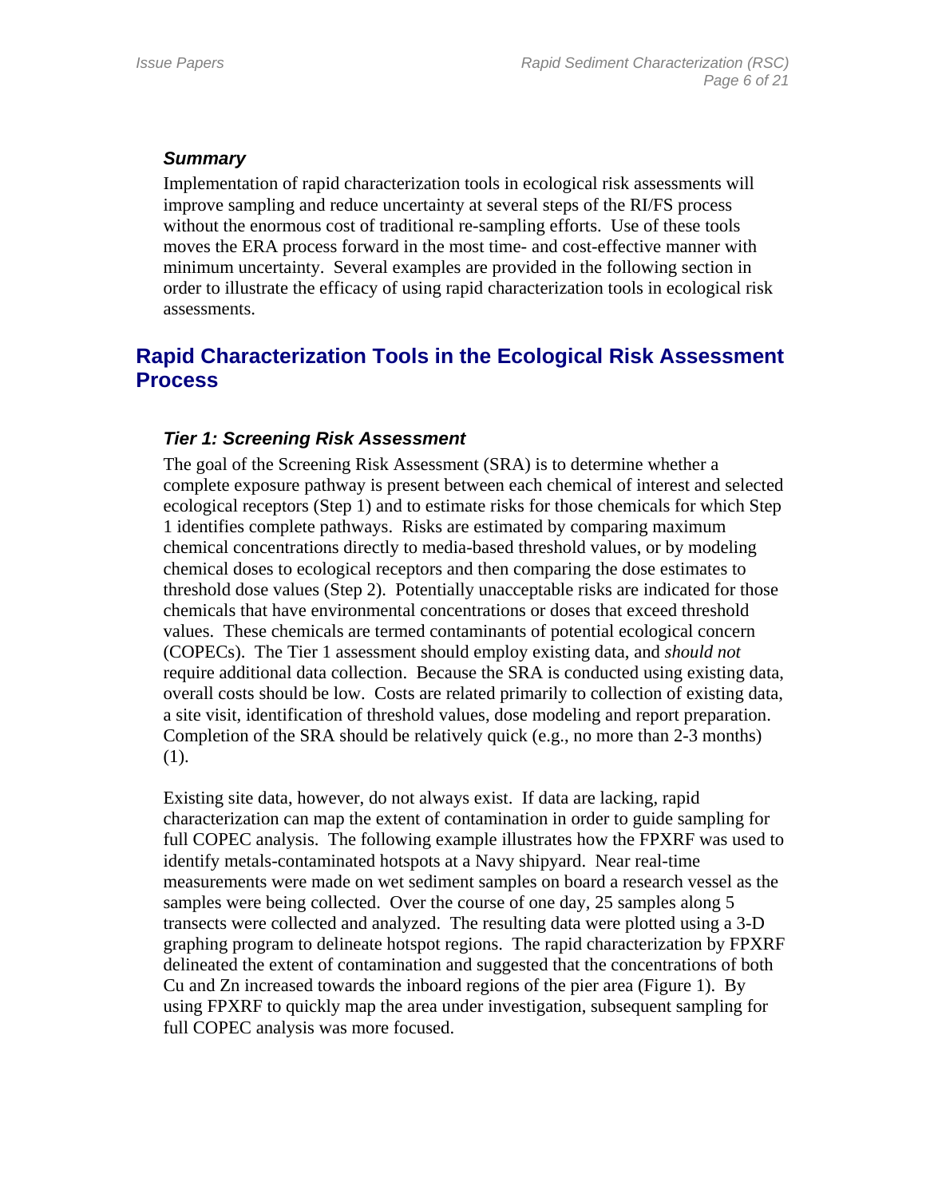### *Summary*

Implementation of rapid characterization tools in ecological risk assessments will improve sampling and reduce uncertainty at several steps of the RI/FS process without the enormous cost of traditional re-sampling efforts. Use of these tools moves the ERA process forward in the most time- and cost-effective manner with minimum uncertainty. Several examples are provided in the following section in order to illustrate the efficacy of using rapid characterization tools in ecological risk assessments.

## Rapid Characterization Tools in the Ecological Risk Assessment Process

### *Tier 1: Screening Risk Assessment*

The goal of the Screening Risk Assessment (SRA) is to determine whether a complete exposure pathway is present between each chemical of interest and selected ecological receptors (Step 1) and to estimate risks for those chemicals for which Step 1 identifies complete pathways. Risks are estimated by comparing maximum chemical concentrations directly to media-based threshold values, or by modeling chemical doses to ecological receptors and then comparing the dose estimates to threshold dose values (Step 2). Potentially unacceptable risks are indicated for those chemicals that have environmental concentrations or doses that exceed threshold values. These chemicals are termed contaminants of potential ecological concern (COPECs). The Tier 1 assessment should employ existing data, and *should not* require additional data collection. Because the SRA is conducted using existing data, overall costs should be low. Costs are related primarily to collection of existing data, a site visit, identification of threshold values, dose modeling and report preparation. Completion of the SRA should be relatively quick (e.g., no more than 2-3 months) (1).

Existing site data, however, do not always exist. If data are lacking, rapid characterization can map the extent of contamination in order to guide sampling for full COPEC analysis. The following example illustrates how the FPXRF was used to identify metals-contaminated hotspots at a Navy shipyard. Near real-time measurements were made on wet sediment samples on board a research vessel as the samples were being collected. Over the course of one day, 25 samples along 5 transects were collected and analyzed. The resulting data were plotted using a 3-D graphing program to delineate hotspot regions. The rapid characterization by FPXRF delineated the extent of contamination and suggested that the concentrations of both Cu and Zn increased towards the inboard regions of the pier area (Figure 1). By using FPXRF to quickly map the area under investigation, subsequent sampling for full COPEC analysis was more focused.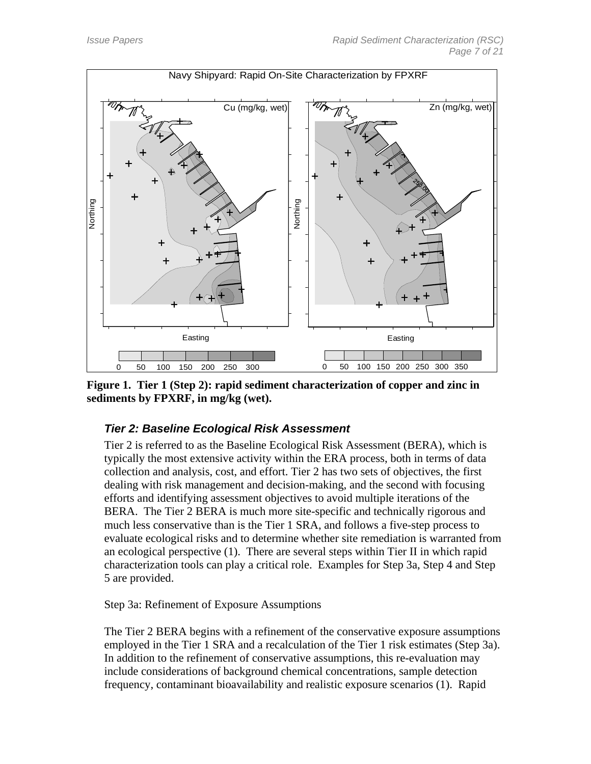Navy Shipyard: Rapid On-Site Characterization by FPXRF

Cu (mg/kg, wet)

Zn (mg/kg, wet)

Northing

Northing

Easting

Easting

250.00

0 50 100 150 200 250 300

0 50 100 150 200 250 300 350

**Figure 1. Tier 1 (Step 2): rapid sediment characterization of copper and zinc in sediments by FPXRF, in mg/kg (wet).**

### *Tier 2: Baseline Ecological Risk Assessment*

Tier 2 is referred to as the Baseline Ecological Risk Assessment (BERA), which is typically the most extensive activity within the ERA process, both in terms of data collection and analysis, cost, and effort. Tier 2 has two sets of objectives, the first dealing with risk management and decision-making, and the second with focusing efforts and identifying assessment objectives to avoid multiple iterations of the BERA. The Tier 2 BERA is much more site-specific and technically rigorous and much less conservative than is the Tier 1 SRA, and follows a five-step process to evaluate ecological risks and to determine whether site remediation is warranted from an ecological perspective (1). There are several steps within Tier II in which rapid characterization tools can play a critical role. Examples for Step 3a, Step 4 and Step 5 are provided.

Step 3a: Refinement of Exposure Assumptions

The Tier 2 BERA begins with a refinement of the conservative exposure assumptions employed in the Tier 1 SRA and a recalculation of the Tier 1 risk estimates (Step 3a). In addition to the refinement of conservative assumptions, this re-evaluation may include considerations of background chemical concentrations, sample detection frequency, contaminant bioavailability and realistic exposure scenarios (1). Rapid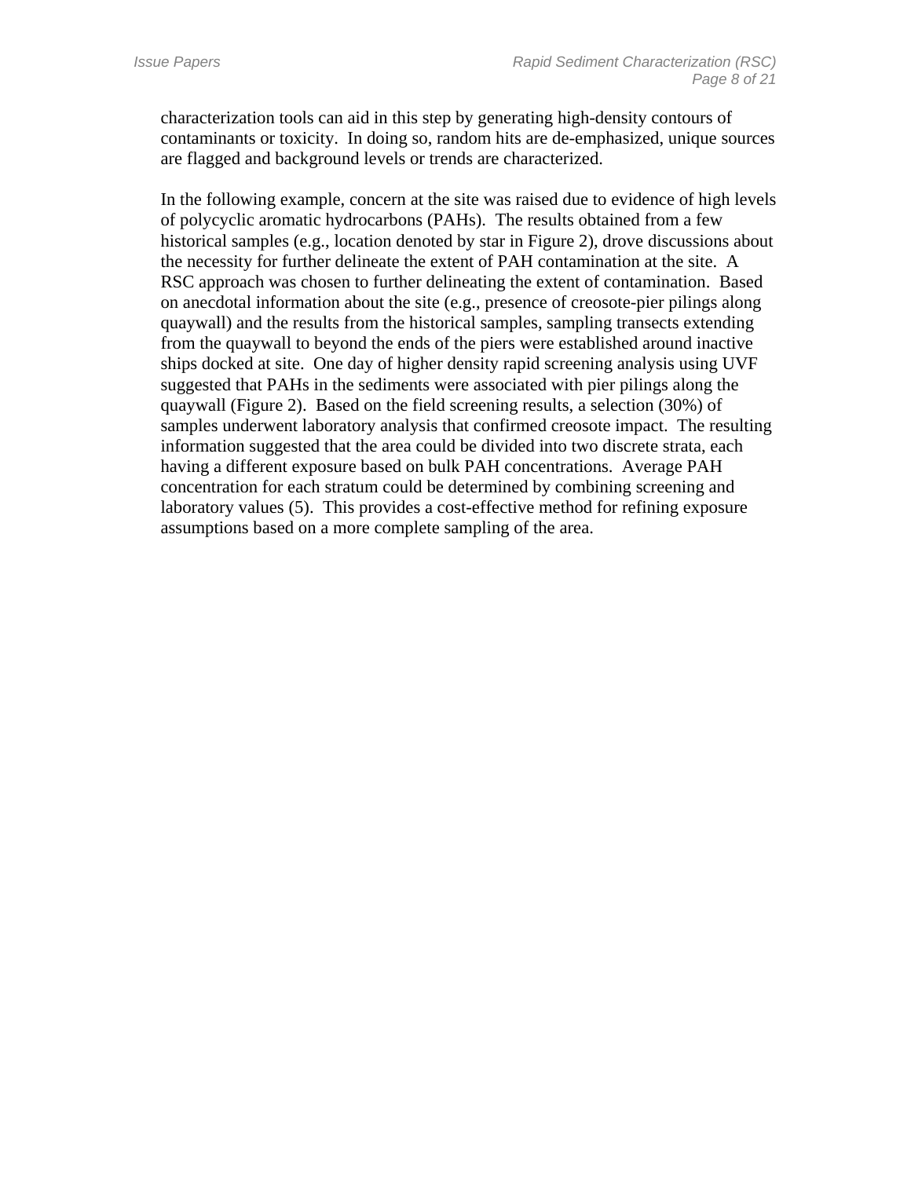characterization tools can aid in this step by generating high-density contours of contaminants or toxicity. In doing so, random hits are de-emphasized, unique sources are flagged and background levels or trends are characterized.

In the following example, concern at the site was raised due to evidence of high levels of polycyclic aromatic hydrocarbons (PAHs). The results obtained from a few historical samples (e.g., location denoted by star in Figure 2), drove discussions about the necessity for further delineate the extent of PAH contamination at the site. A RSC approach was chosen to further delineating the extent of contamination. Based on anecdotal information about the site (e.g., presence of creosote-pier pilings along quaywall) and the results from the historical samples, sampling transects extending from the quaywall to beyond the ends of the piers were established around inactive ships docked at site. One day of higher density rapid screening analysis using UVF suggested that PAHs in the sediments were associated with pier pilings along the quaywall (Figure 2). Based on the field screening results, a selection (30%) of samples underwent laboratory analysis that confirmed creosote impact. The resulting information suggested that the area could be divided into two discrete strata, each having a different exposure based on bulk PAH concentrations. Average PAH concentration for each stratum could be determined by combining screening and laboratory values (5). This provides a cost-effective method for refining exposure assumptions based on a more complete sampling of the area.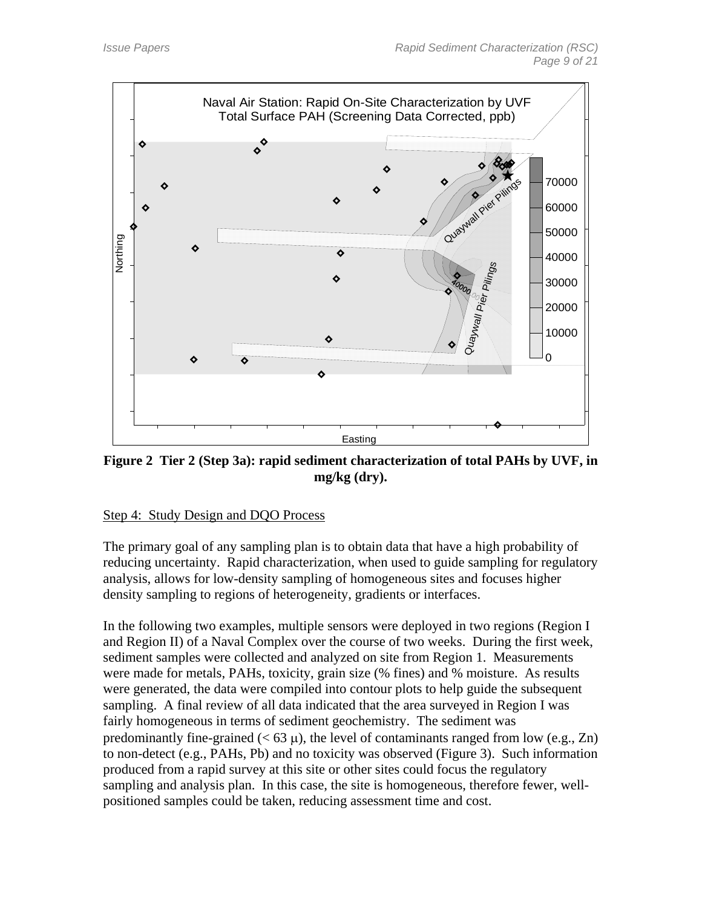Naval Air Station: Rapid On-Site Characterization by UVF
Total Surface PAH (Screening Data Corrected, ppb)

70000
60000
50000
40000
30000
20000
10000
0

Quaywall Pier Pilings
Quaywall Pier Pilings
40000

Northing
Easting

**Figure 2 Tier 2 (Step 3a): rapid sediment characterization of total PAHs by UVF, in mg/kg (dry).**

Step 4: Study Design and DQO Process

The primary goal of any sampling plan is to obtain data that have a high probability of reducing uncertainty. Rapid characterization, when used to guide sampling for regulatory analysis, allows for low-density sampling of homogeneous sites and focuses higher density sampling to regions of heterogeneity, gradients or interfaces.

In the following two examples, multiple sensors were deployed in two regions (Region I and Region II) of a Naval Complex over the course of two weeks. During the first week, sediment samples were collected and analyzed on site from Region 1. Measurements were made for metals, PAHs, toxicity, grain size (% fines) and % moisture. As results were generated, the data were compiled into contour plots to help guide the subsequent sampling. A final review of all data indicated that the area surveyed in Region I was fairly homogeneous in terms of sediment geochemistry. The sediment was predominantly fine-grained ($< 63\ \mu$), the level of contaminants ranged from low (e.g., Zn) to non-detect (e.g., PAHs, Pb) and no toxicity was observed (Figure 3). Such information produced from a rapid survey at this site or other sites could focus the regulatory sampling and analysis plan. In this case, the site is homogeneous, therefore fewer, well-positioned samples could be taken, reducing assessment time and cost.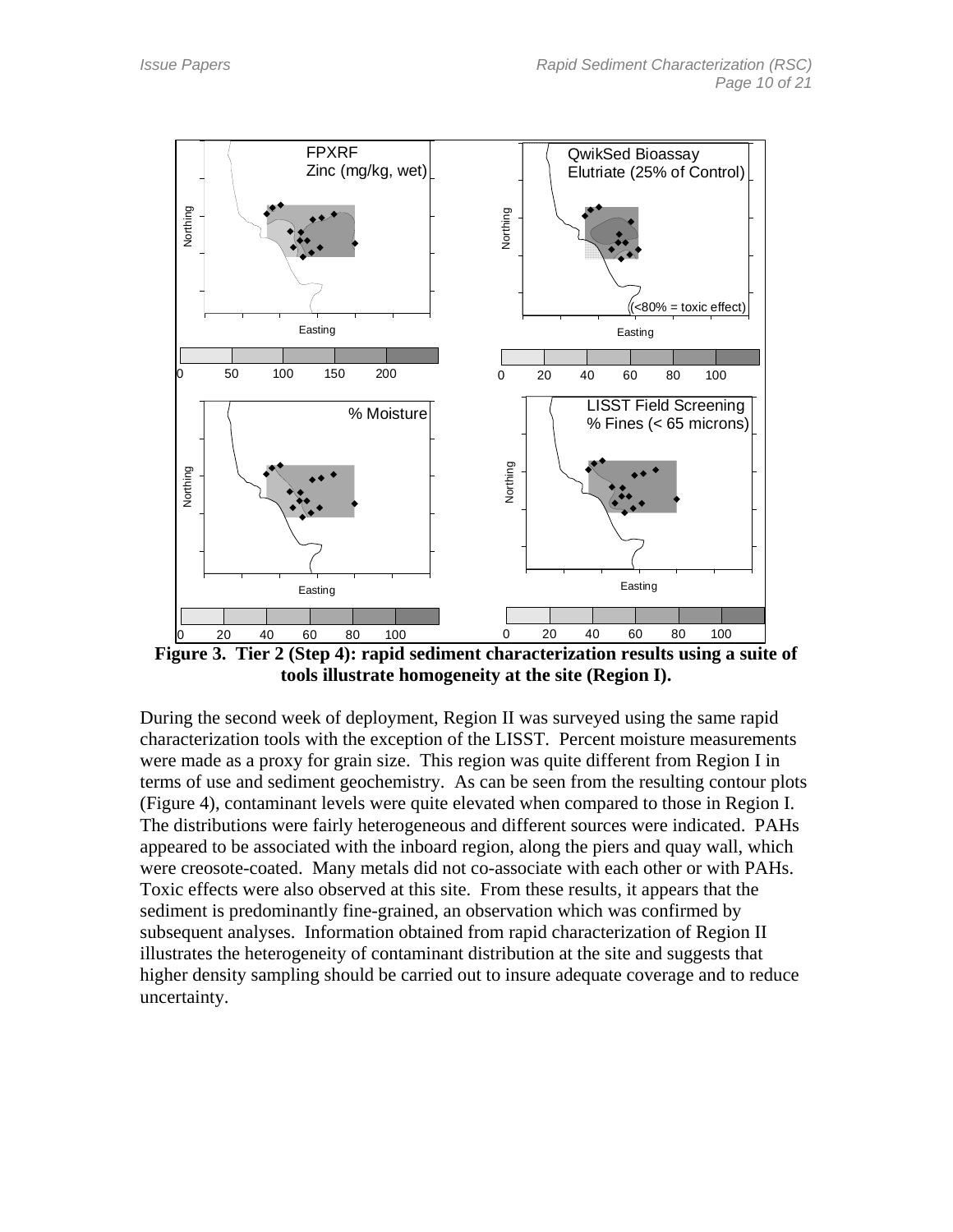FPXRF
Zinc (mg/kg, wet)

Northing

Easting

0 50 100 150 200

QwikSed Bioassay
Elutriate (25% of Control)

Northing

(<80% = toxic effect)

Easting

0 20 40 60 80 100

% Moisture

Northing

Easting

0 20 40 60 80 100

LISST Field Screening
% Fines (< 65 microns)

Northing

Easting

0 20 40 60 80 100

**Figure 3. Tier 2 (Step 4): rapid sediment characterization results using a suite of tools illustrate homogeneity at the site (Region I).**

During the second week of deployment, Region II was surveyed using the same rapid characterization tools with the exception of the LISST. Percent moisture measurements were made as a proxy for grain size. This region was quite different from Region I in terms of use and sediment geochemistry. As can be seen from the resulting contour plots (Figure 4), contaminant levels were quite elevated when compared to those in Region I. The distributions were fairly heterogeneous and different sources were indicated. PAHs appeared to be associated with the inboard region, along the piers and quay wall, which were creosote-coated. Many metals did not co-associate with each other or with PAHs. Toxic effects were also observed at this site. From these results, it appears that the sediment is predominantly fine-grained, an observation which was confirmed by subsequent analyses. Information obtained from rapid characterization of Region II illustrates the heterogeneity of contaminant distribution at the site and suggests that higher density sampling should be carried out to insure adequate coverage and to reduce uncertainty.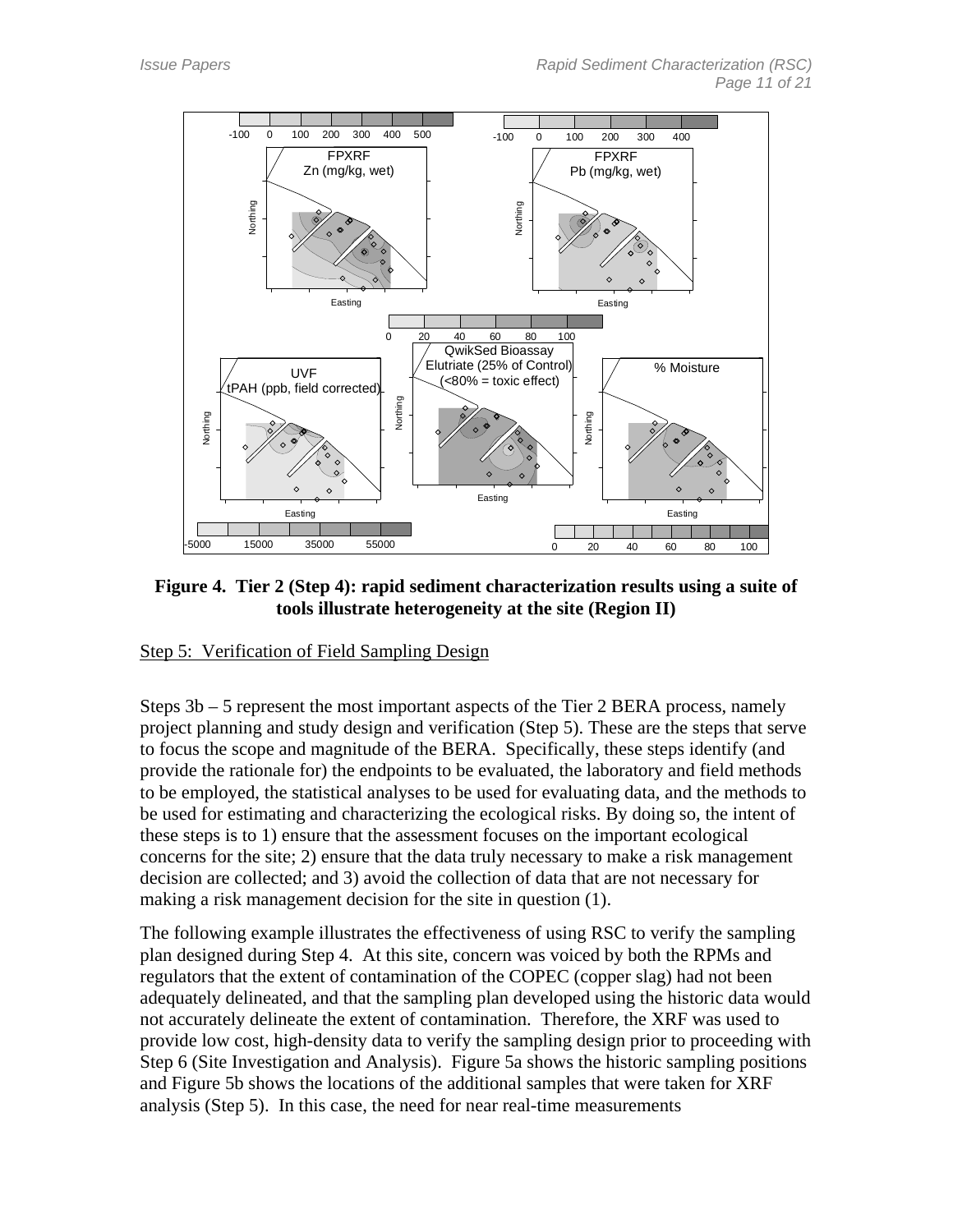-100 0 100 200 300 400 500

FPXRF
Zn (mg/kg, wet)

Northing

Easting

-100 0 100 200 300 400

FPXRF
Pb (mg/kg, wet)

Northing

Easting

0 20 40 60 80 100

QwikSed Bioassay
Elutriate (25% of Control)
(<80% = toxic effect)

Northing

Easting

UVF
tPAH (ppb, field corrected)

Northing

Easting

-5000 15000 35000 55000

% Moisture

Northing

Easting

0 20 40 60 80 100

**Figure 4. Tier 2 (Step 4): rapid sediment characterization results using a suite of tools illustrate heterogeneity at the site (Region II)**

Step 5: Verification of Field Sampling Design

Steps 3b – 5 represent the most important aspects of the Tier 2 BERA process, namely project planning and study design and verification (Step 5). These are the steps that serve to focus the scope and magnitude of the BERA. Specifically, these steps identify (and provide the rationale for) the endpoints to be evaluated, the laboratory and field methods to be employed, the statistical analyses to be used for evaluating data, and the methods to be used for estimating and characterizing the ecological risks. By doing so, the intent of these steps is to 1) ensure that the assessment focuses on the important ecological concerns for the site; 2) ensure that the data truly necessary to make a risk management decision are collected; and 3) avoid the collection of data that are not necessary for making a risk management decision for the site in question (1).

The following example illustrates the effectiveness of using RSC to verify the sampling plan designed during Step 4. At this site, concern was voiced by both the RPMs and regulators that the extent of contamination of the COPEC (copper slag) had not been adequately delineated, and that the sampling plan developed using the historic data would not accurately delineate the extent of contamination. Therefore, the XRF was used to provide low cost, high-density data to verify the sampling design prior to proceeding with Step 6 (Site Investigation and Analysis). Figure 5a shows the historic sampling positions and Figure 5b shows the locations of the additional samples that were taken for XRF analysis (Step 5). In this case, the need for near real-time measurements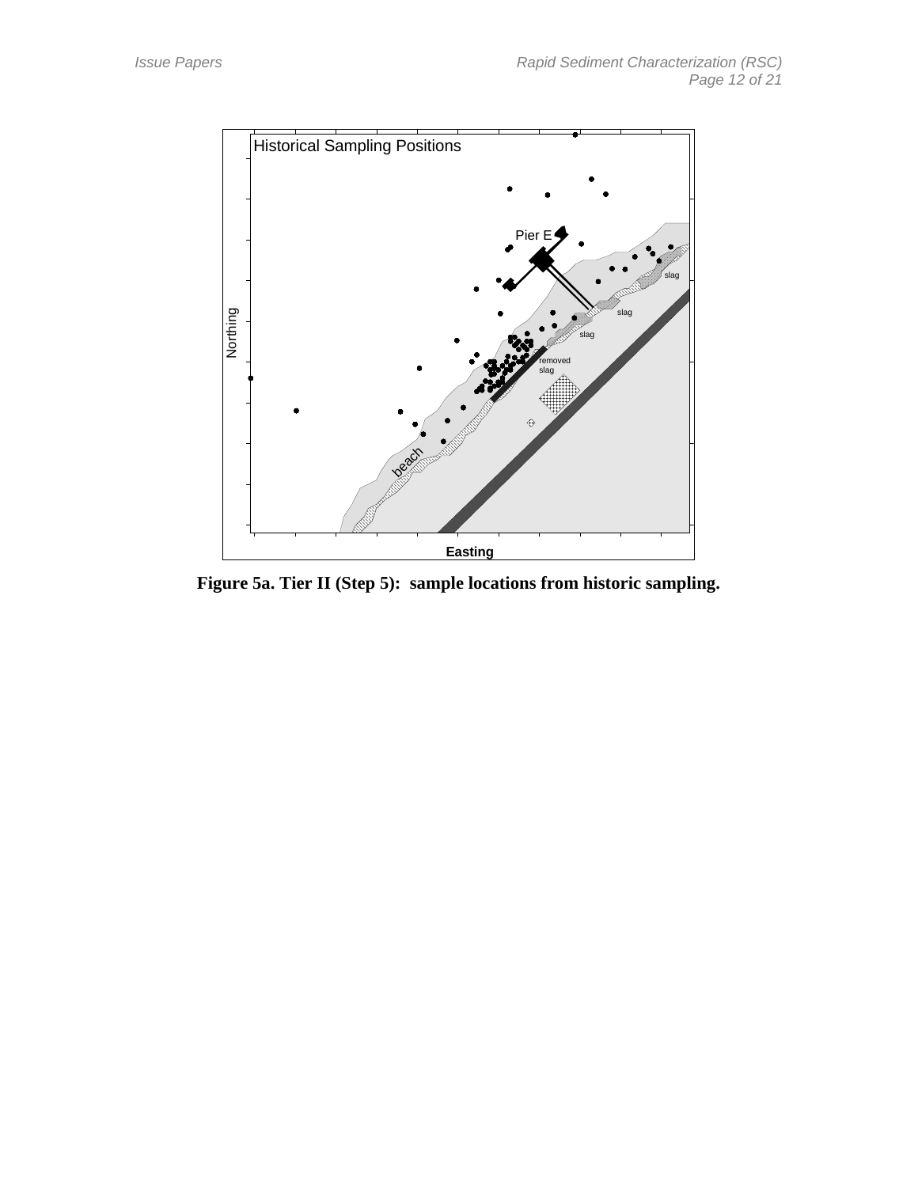Historical Sampling Positions

Pier E

slag

slag

slag

removed slag

beach

Northing

Easting

**Figure 5a. Tier II (Step 5): sample locations from historic sampling.**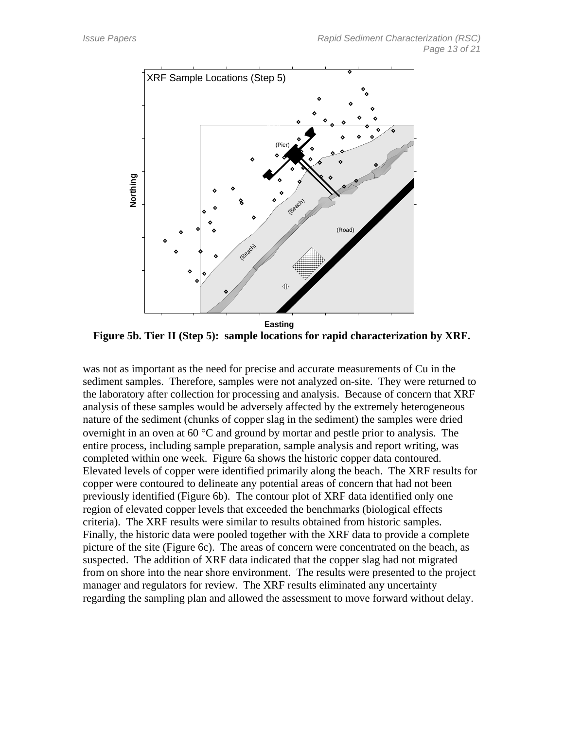XRF Sample Locations (Step 5)

(Pier)

(Beach)

(Road)

(Beach)

Northing

Easting

**Figure 5b. Tier II (Step 5): sample locations for rapid characterization by XRF.**

was not as important as the need for precise and accurate measurements of Cu in the sediment samples. Therefore, samples were not analyzed on-site. They were returned to the laboratory after collection for processing and analysis. Because of concern that XRF analysis of these samples would be adversely affected by the extremely heterogeneous nature of the sediment (chunks of copper slag in the sediment) the samples were dried overnight in an oven at 60 °C and ground by mortar and pestle prior to analysis. The entire process, including sample preparation, sample analysis and report writing, was completed within one week. Figure 6a shows the historic copper data contoured. Elevated levels of copper were identified primarily along the beach. The XRF results for copper were contoured to delineate any potential areas of concern that had not been previously identified (Figure 6b). The contour plot of XRF data identified only one region of elevated copper levels that exceeded the benchmarks (biological effects criteria). The XRF results were similar to results obtained from historic samples. Finally, the historic data were pooled together with the XRF data to provide a complete picture of the site (Figure 6c). The areas of concern were concentrated on the beach, as suspected. The addition of XRF data indicated that the copper slag had not migrated from on shore into the near shore environment. The results were presented to the project manager and regulators for review. The XRF results eliminated any uncertainty regarding the sampling plan and allowed the assessment to move forward without delay.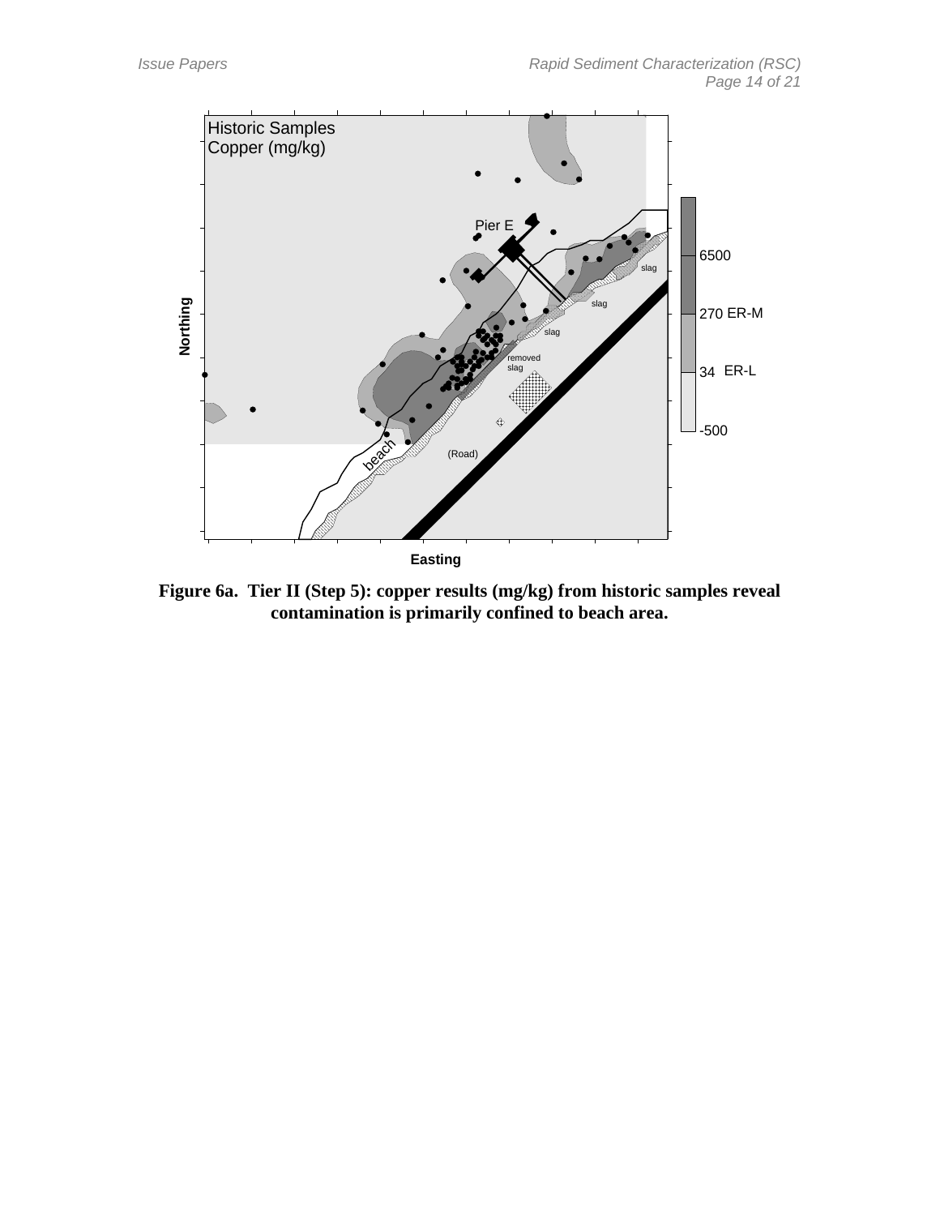Historic Samples
Copper (mg/kg)

Pier E

slag

slag

slag

removed
slag

beach

(Road)

Northing

Easting

6500

270 ER-M

34 ER-L

-500

**Figure 6a. Tier II (Step 5): copper results (mg/kg) from historic samples reveal contamination is primarily confined to beach area.**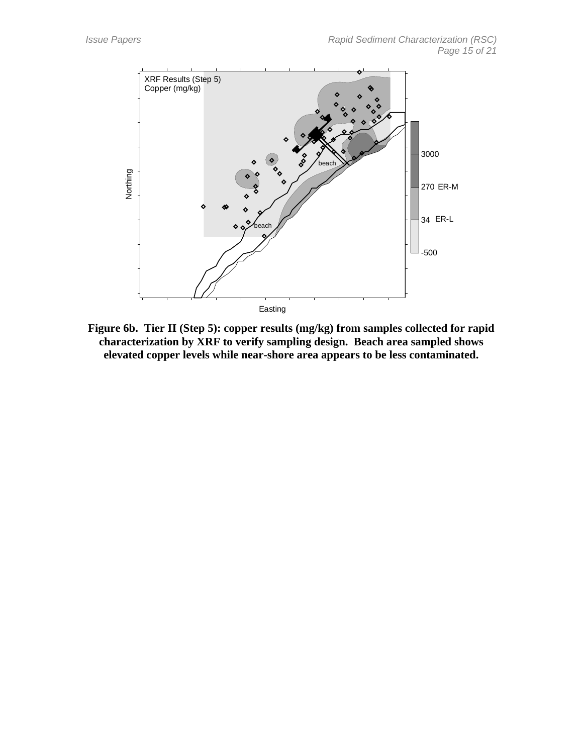XRF Results (Step 5)
Copper (mg/kg)

beach

beach

Northing

Easting

3000

270 ER-M

34 ER-L

-500

**Figure 6b. Tier II (Step 5): copper results (mg/kg) from samples collected for rapid characterization by XRF to verify sampling design. Beach area sampled shows elevated copper levels while near-shore area appears to be less contaminated.**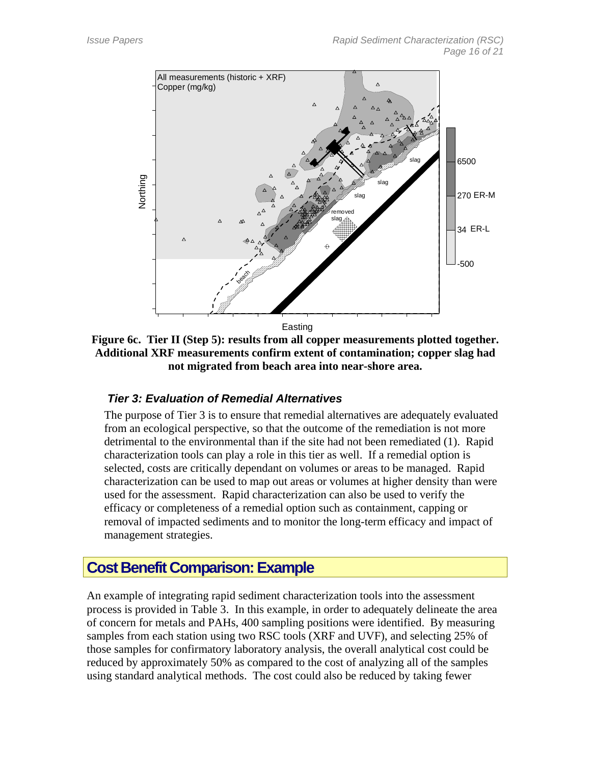All measurements (historic + XRF)
Copper (mg/kg)

Northing

Easting

6500
270 ER-M
34 ER-L
-500

slag
slag
slag
removed slag
beach

**Figure 6c. Tier II (Step 5): results from all copper measurements plotted together. Additional XRF measurements confirm extent of contamination; copper slag had not migrated from beach area into near-shore area.**

### *Tier 3: Evaluation of Remedial Alternatives*

The purpose of Tier 3 is to ensure that remedial alternatives are adequately evaluated from an ecological perspective, so that the outcome of the remediation is not more detrimental to the environmental than if the site had not been remediated (1). Rapid characterization tools can play a role in this tier as well. If a remedial option is selected, costs are critically dependant on volumes or areas to be managed. Rapid characterization can be used to map out areas or volumes at higher density than were used for the assessment. Rapid characterization can also be used to verify the efficacy or completeness of a remedial option such as containment, capping or removal of impacted sediments and to monitor the long-term efficacy and impact of management strategies.

## Cost Benefit Comparison: Example

An example of integrating rapid sediment characterization tools into the assessment process is provided in Table 3. In this example, in order to adequately delineate the area of concern for metals and PAHs, 400 sampling positions were identified. By measuring samples from each station using two RSC tools (XRF and UVF), and selecting 25% of those samples for confirmatory laboratory analysis, the overall analytical cost could be reduced by approximately 50% as compared to the cost of analyzing all of the samples using standard analytical methods. The cost could also be reduced by taking fewer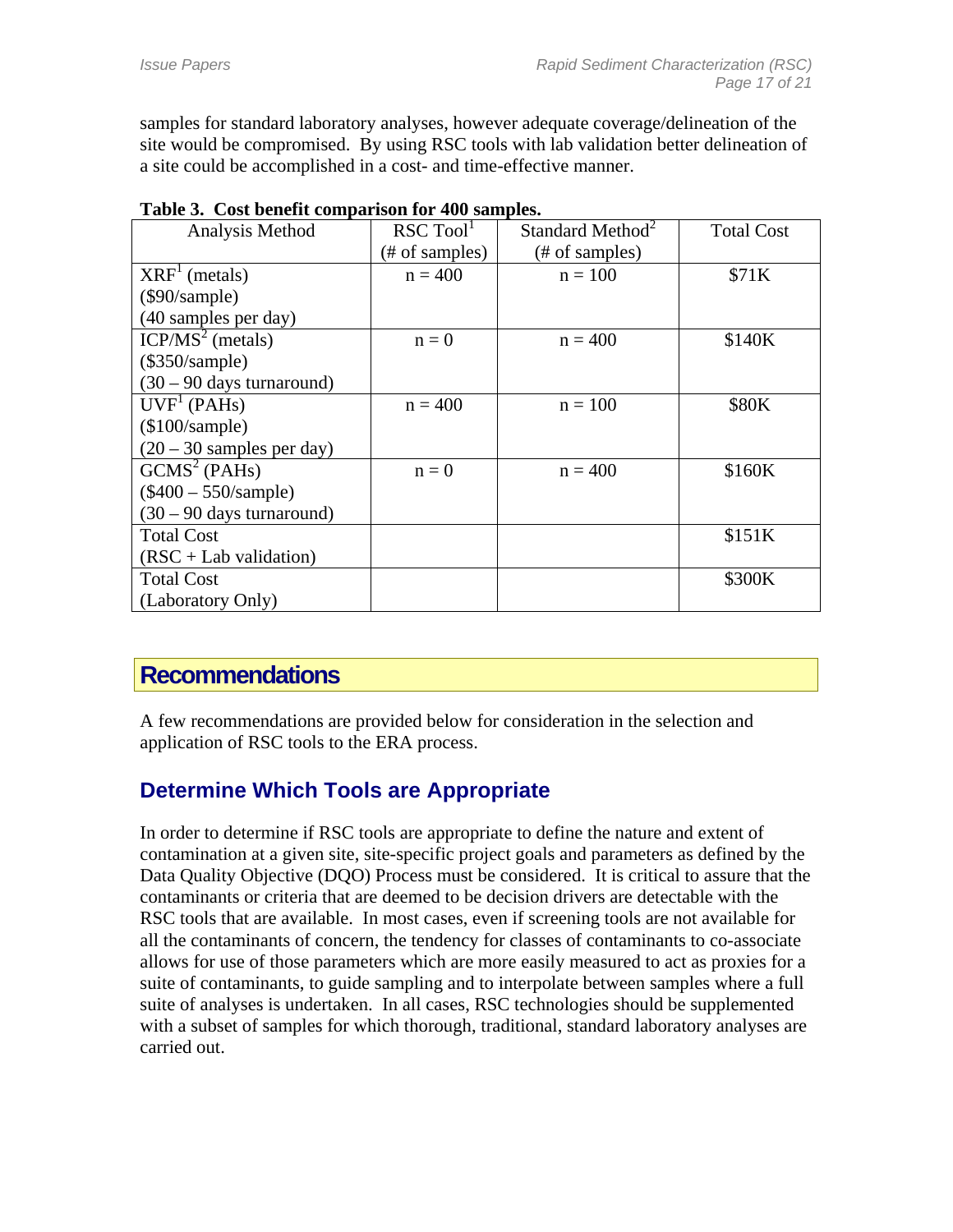samples for standard laboratory analyses, however adequate coverage/delineation of the site would be compromised. By using RSC tools with lab validation better delineation of a site could be accomplished in a cost- and time-effective manner.

**Table 3. Cost benefit comparison for 400 samples.**

| Analysis Method | RSC Tool[1] (# of samples) | Standard Method[2] (# of samples) | Total Cost |
|---|---|---|---|
| XRF[1] (metals) ($90/sample) (40 samples per day) | n = 400 | n = 100 | $71K |
| ICP/MS[2] (metals) ($350/sample) (30 – 90 days turnaround) | n = 0 | n = 400 | $140K |
| UVF[1] (PAHs) ($100/sample) (20 – 30 samples per day) | n = 400 | n = 100 | $80K |
| GCMS[2] (PAHs) ($400 – 550/sample) (30 – 90 days turnaround) | n = 0 | n = 400 | $160K |
| Total Cost (RSC + Lab validation) | | | $151K |
| Total Cost (Laboratory Only) | | | $300K |

# Recommendations

A few recommendations are provided below for consideration in the selection and application of RSC tools to the ERA process.

## Determine Which Tools are Appropriate

In order to determine if RSC tools are appropriate to define the nature and extent of contamination at a given site, site-specific project goals and parameters as defined by the Data Quality Objective (DQO) Process must be considered. It is critical to assure that the contaminants or criteria that are deemed to be decision drivers are detectable with the RSC tools that are available. In most cases, even if screening tools are not available for all the contaminants of concern, the tendency for classes of contaminants to co-associate allows for use of those parameters which are more easily measured to act as proxies for a suite of contaminants, to guide sampling and to interpolate between samples where a full suite of analyses is undertaken. In all cases, RSC technologies should be supplemented with a subset of samples for which thorough, traditional, standard laboratory analyses are carried out.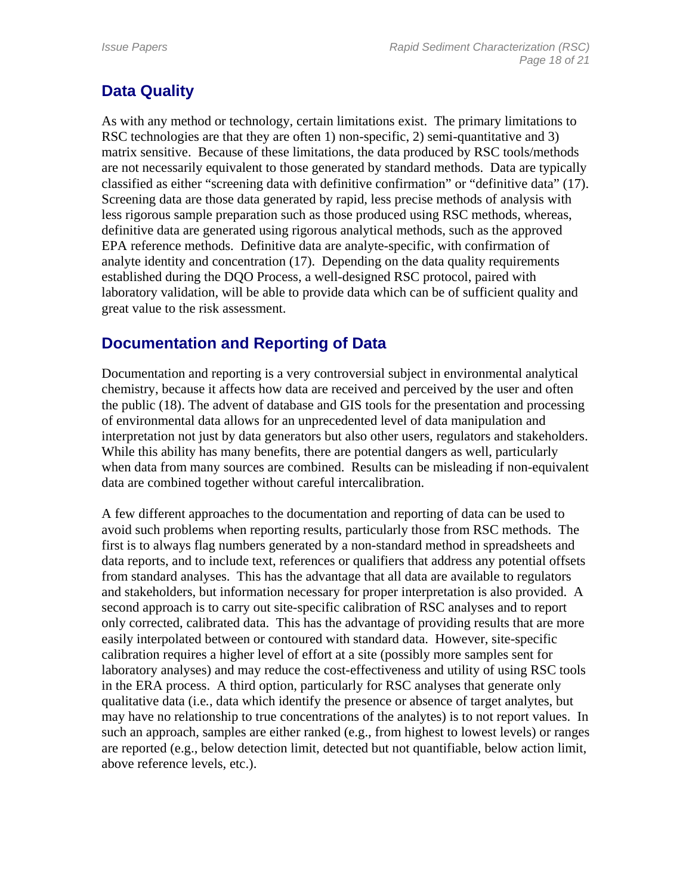## Data Quality

As with any method or technology, certain limitations exist. The primary limitations to RSC technologies are that they are often 1) non-specific, 2) semi-quantitative and 3) matrix sensitive. Because of these limitations, the data produced by RSC tools/methods are not necessarily equivalent to those generated by standard methods. Data are typically classified as either "screening data with definitive confirmation" or "definitive data" (17). Screening data are those data generated by rapid, less precise methods of analysis with less rigorous sample preparation such as those produced using RSC methods, whereas, definitive data are generated using rigorous analytical methods, such as the approved EPA reference methods. Definitive data are analyte-specific, with confirmation of analyte identity and concentration (17). Depending on the data quality requirements established during the DQO Process, a well-designed RSC protocol, paired with laboratory validation, will be able to provide data which can be of sufficient quality and great value to the risk assessment.

## Documentation and Reporting of Data

Documentation and reporting is a very controversial subject in environmental analytical chemistry, because it affects how data are received and perceived by the user and often the public (18). The advent of database and GIS tools for the presentation and processing of environmental data allows for an unprecedented level of data manipulation and interpretation not just by data generators but also other users, regulators and stakeholders. While this ability has many benefits, there are potential dangers as well, particularly when data from many sources are combined. Results can be misleading if non-equivalent data are combined together without careful intercalibration.

A few different approaches to the documentation and reporting of data can be used to avoid such problems when reporting results, particularly those from RSC methods. The first is to always flag numbers generated by a non-standard method in spreadsheets and data reports, and to include text, references or qualifiers that address any potential offsets from standard analyses. This has the advantage that all data are available to regulators and stakeholders, but information necessary for proper interpretation is also provided. A second approach is to carry out site-specific calibration of RSC analyses and to report only corrected, calibrated data. This has the advantage of providing results that are more easily interpolated between or contoured with standard data. However, site-specific calibration requires a higher level of effort at a site (possibly more samples sent for laboratory analyses) and may reduce the cost-effectiveness and utility of using RSC tools in the ERA process. A third option, particularly for RSC analyses that generate only qualitative data (i.e., data which identify the presence or absence of target analytes, but may have no relationship to true concentrations of the analytes) is to not report values. In such an approach, samples are either ranked (e.g., from highest to lowest levels) or ranges are reported (e.g., below detection limit, detected but not quantifiable, below action limit, above reference levels, etc.).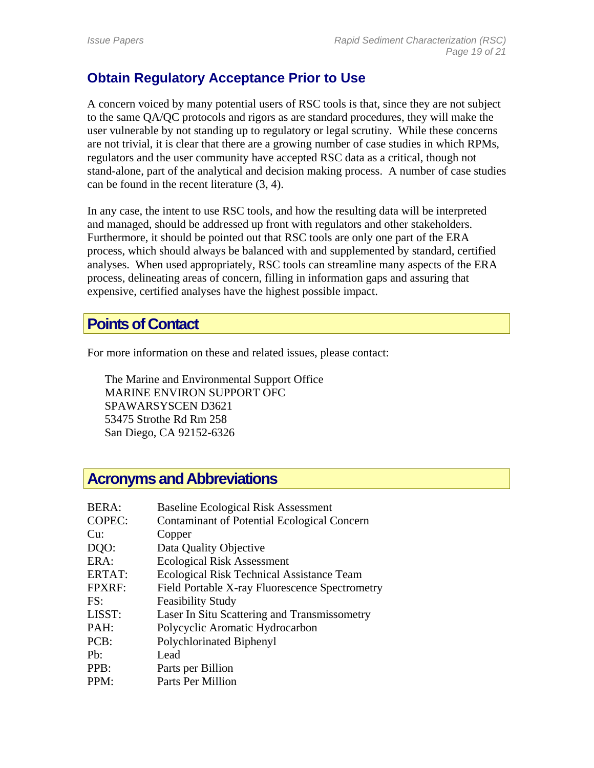## Obtain Regulatory Acceptance Prior to Use

A concern voiced by many potential users of RSC tools is that, since they are not subject to the same QA/QC protocols and rigors as are standard procedures, they will make the user vulnerable by not standing up to regulatory or legal scrutiny. While these concerns are not trivial, it is clear that there are a growing number of case studies in which RPMs, regulators and the user community have accepted RSC data as a critical, though not stand-alone, part of the analytical and decision making process. A number of case studies can be found in the recent literature (3, 4).

In any case, the intent to use RSC tools, and how the resulting data will be interpreted and managed, should be addressed up front with regulators and other stakeholders. Furthermore, it should be pointed out that RSC tools are only one part of the ERA process, which should always be balanced with and supplemented by standard, certified analyses. When used appropriately, RSC tools can streamline many aspects of the ERA process, delineating areas of concern, filling in information gaps and assuring that expensive, certified analyses have the highest possible impact.

# Points of Contact

For more information on these and related issues, please contact:

The Marine and Environmental Support Office
MARINE ENVIRON SUPPORT OFC
SPAWARSYSCEN D3621
53475 Strothe Rd Rm 258
San Diego, CA 92152-6326

# Acronyms and Abbreviations

| | |
|---|---|
| BERA: | Baseline Ecological Risk Assessment |
| COPEC: | Contaminant of Potential Ecological Concern |
| Cu: | Copper |
| DQO: | Data Quality Objective |
| ERA: | Ecological Risk Assessment |
| ERTAT: | Ecological Risk Technical Assistance Team |
| FPXRF: | Field Portable X-ray Fluorescence Spectrometry |
| FS: | Feasibility Study |
| LISST: | Laser In Situ Scattering and Transmissometry |
| PAH: | Polycyclic Aromatic Hydrocarbon |
| PCB: | Polychlorinated Biphenyl |
| Pb: | Lead |
| PPB: | Parts per Billion |
| PPM: | Parts Per Million |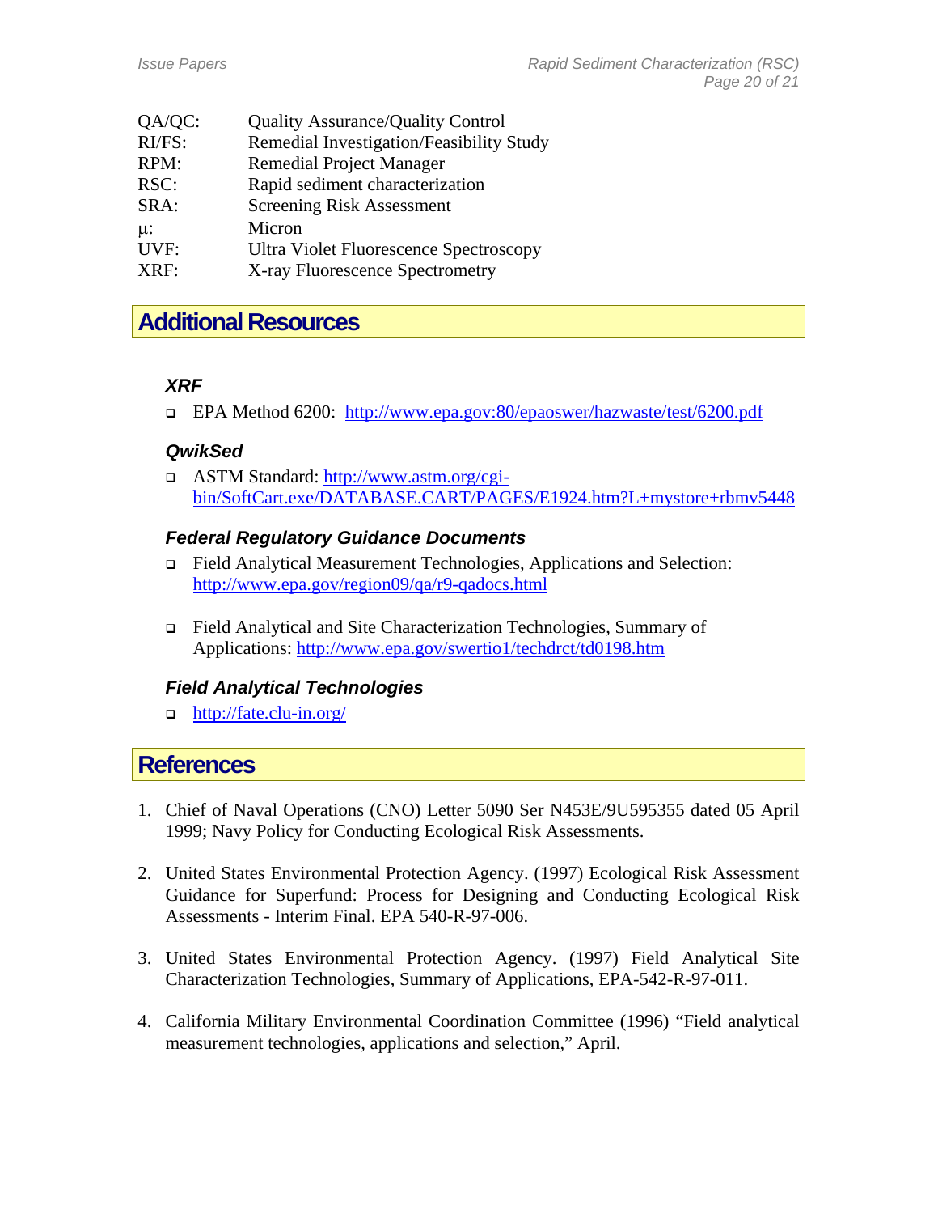| | |
|---|---|
| QA/QC: | Quality Assurance/Quality Control |
| RI/FS: | Remedial Investigation/Feasibility Study |
| RPM: | Remedial Project Manager |
| RSC: | Rapid sediment characterization |
| SRA: | Screening Risk Assessment |
| μ: | Micron |
| UVF: | Ultra Violet Fluorescence Spectroscopy |
| XRF: | X-ray Fluorescence Spectrometry |

## Additional Resources

### *XRF*

- EPA Method 6200: http://www.epa.gov:80/epaoswer/hazwaste/test/6200.pdf

### *QwikSed*

- ASTM Standard: http://www.astm.org/cgi-bin/SoftCart.exe/DATABASE.CART/PAGES/E1924.htm?L+mystore+rbmv5448

### *Federal Regulatory Guidance Documents*

- Field Analytical Measurement Technologies, Applications and Selection: http://www.epa.gov/region09/qa/r9-qadocs.html

- Field Analytical and Site Characterization Technologies, Summary of Applications: http://www.epa.gov/swertio1/techdrct/td0198.htm

### *Field Analytical Technologies*

- http://fate.clu-in.org/

## References

1. Chief of Naval Operations (CNO) Letter 5090 Ser N453E/9U595355 dated 05 April 1999; Navy Policy for Conducting Ecological Risk Assessments.

2. United States Environmental Protection Agency. (1997) Ecological Risk Assessment Guidance for Superfund: Process for Designing and Conducting Ecological Risk Assessments - Interim Final. EPA 540-R-97-006.

3. United States Environmental Protection Agency. (1997) Field Analytical Site Characterization Technologies, Summary of Applications, EPA-542-R-97-011.

4. California Military Environmental Coordination Committee (1996) "Field analytical measurement technologies, applications and selection," April.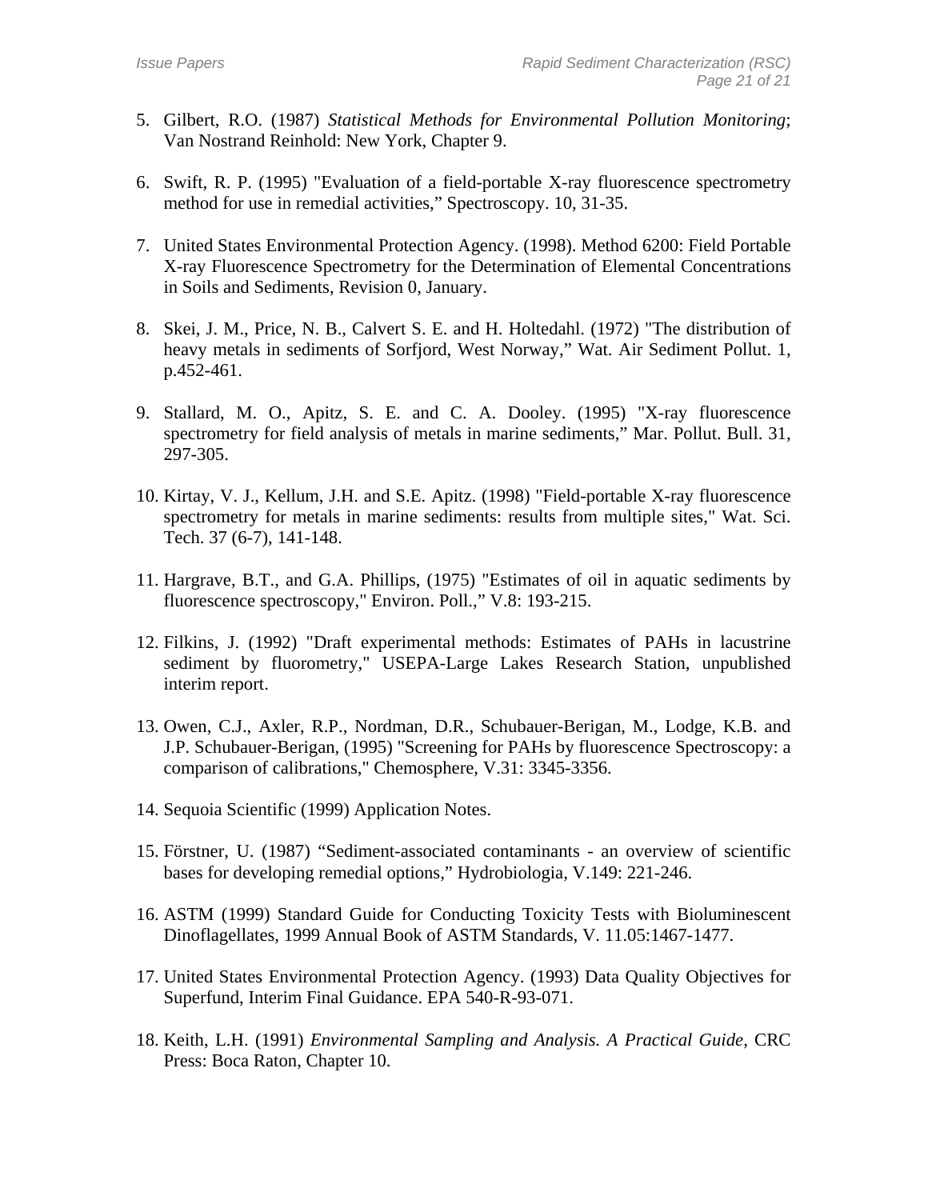5. Gilbert, R.O. (1987) *Statistical Methods for Environmental Pollution Monitoring*; Van Nostrand Reinhold: New York, Chapter 9.

6. Swift, R. P. (1995) "Evaluation of a field-portable X-ray fluorescence spectrometry method for use in remedial activities," Spectroscopy. 10, 31-35.

7. United States Environmental Protection Agency. (1998). Method 6200: Field Portable X-ray Fluorescence Spectrometry for the Determination of Elemental Concentrations in Soils and Sediments, Revision 0, January.

8. Skei, J. M., Price, N. B., Calvert S. E. and H. Holtedahl. (1972) "The distribution of heavy metals in sediments of Sorfjord, West Norway," Wat. Air Sediment Pollut. 1, p.452-461.

9. Stallard, M. O., Apitz, S. E. and C. A. Dooley. (1995) "X-ray fluorescence spectrometry for field analysis of metals in marine sediments," Mar. Pollut. Bull. 31, 297-305.

10. Kirtay, V. J., Kellum, J.H. and S.E. Apitz. (1998) "Field-portable X-ray fluorescence spectrometry for metals in marine sediments: results from multiple sites," Wat. Sci. Tech. 37 (6-7), 141-148.

11. Hargrave, B.T., and G.A. Phillips, (1975) "Estimates of oil in aquatic sediments by fluorescence spectroscopy," Environ. Poll.," V.8: 193-215.

12. Filkins, J. (1992) "Draft experimental methods: Estimates of PAHs in lacustrine sediment by fluorometry," USEPA-Large Lakes Research Station, unpublished interim report.

13. Owen, C.J., Axler, R.P., Nordman, D.R., Schubauer-Berigan, M., Lodge, K.B. and J.P. Schubauer-Berigan, (1995) "Screening for PAHs by fluorescence Spectroscopy: a comparison of calibrations," Chemosphere, V.31: 3345-3356.

14. Sequoia Scientific (1999) Application Notes.

15. Förstner, U. (1987) "Sediment-associated contaminants - an overview of scientific bases for developing remedial options," Hydrobiologia, V.149: 221-246.

16. ASTM (1999) Standard Guide for Conducting Toxicity Tests with Bioluminescent Dinoflagellates, 1999 Annual Book of ASTM Standards, V. 11.05:1467-1477.

17. United States Environmental Protection Agency. (1993) Data Quality Objectives for Superfund, Interim Final Guidance. EPA 540-R-93-071.

18. Keith, L.H. (1991) *Environmental Sampling and Analysis. A Practical Guide,* CRC Press: Boca Raton, Chapter 10.